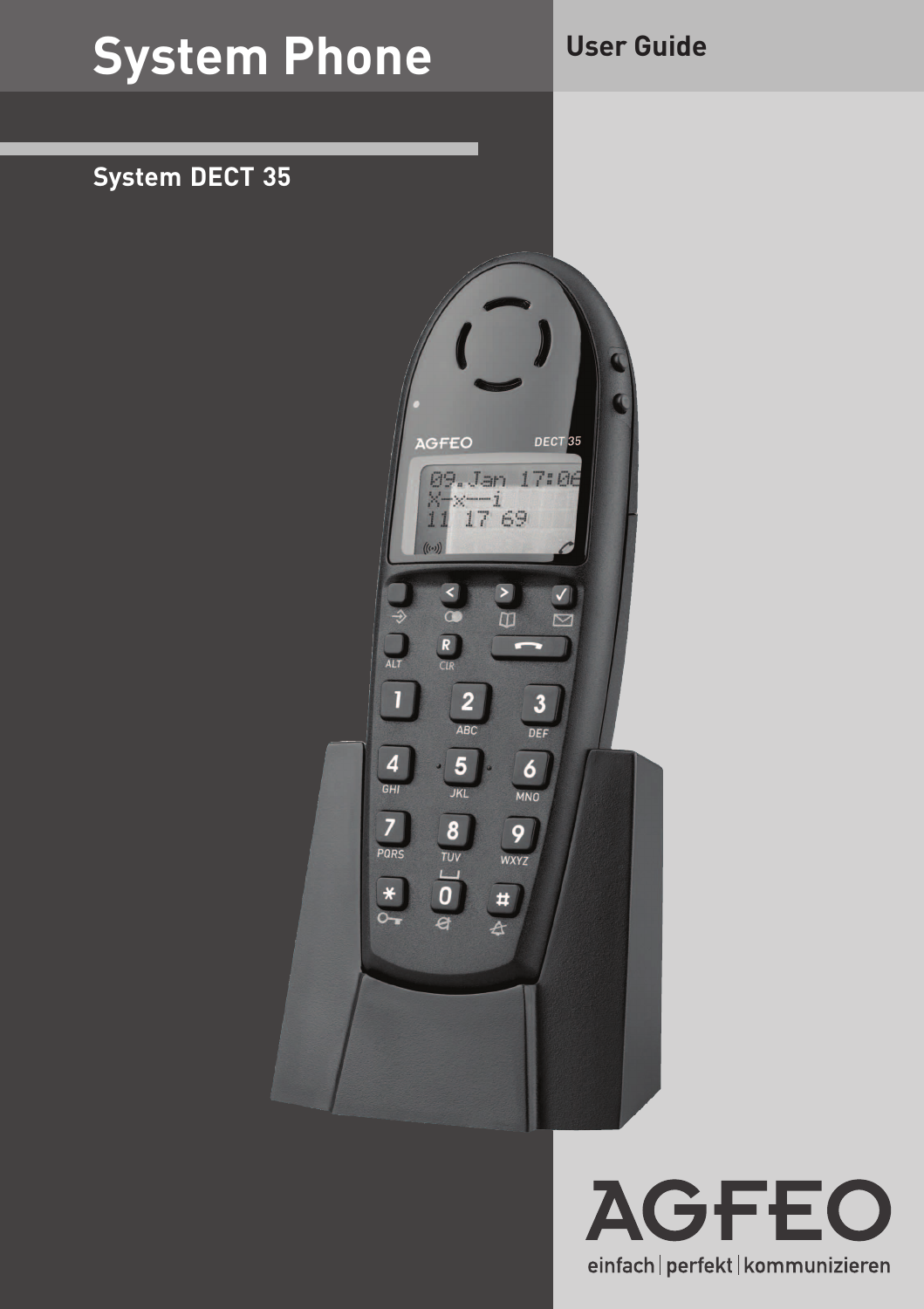# System Phone

## User Guide

## System DECT 35

AGFEO

einfach | perfekt | kommunizieren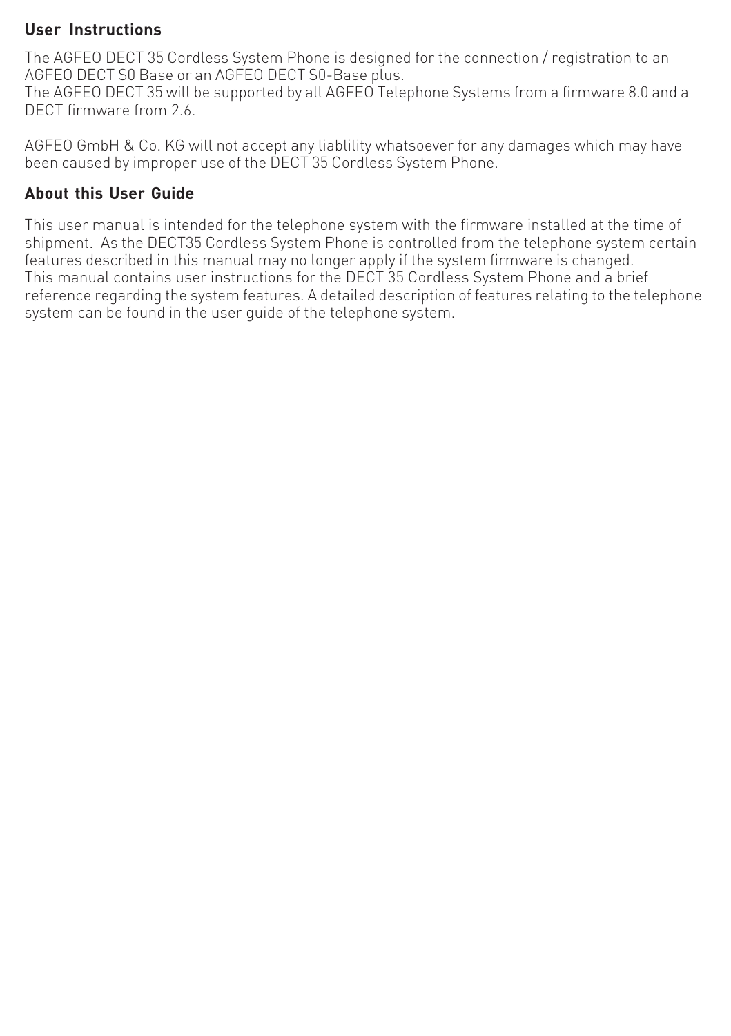## User Instructions

The AGFEO DECT 35 Cordless System Phone is designed for the connection / registration to an AGFEO DECT S0 Base or an AGFEO DECT S0-Base plus.
The AGFEO DECT 35 will be supported by all AGFEO Telephone Systems from a firmware 8.0 and a DECT firmware from 2.6.

AGFEO GmbH & Co. KG will not accept any liablility whatsoever for any damages which may have been caused by improper use of the DECT 35 Cordless System Phone.

## About this User Guide

This user manual is intended for the telephone system with the firmware installed at the time of shipment. As the DECT35 Cordless System Phone is controlled from the telephone system certain features described in this manual may no longer apply if the system firmware is changed.
This manual contains user instructions for the DECT 35 Cordless System Phone and a brief reference regarding the system features. A detailed description of features relating to the telephone system can be found in the user guide of the telephone system.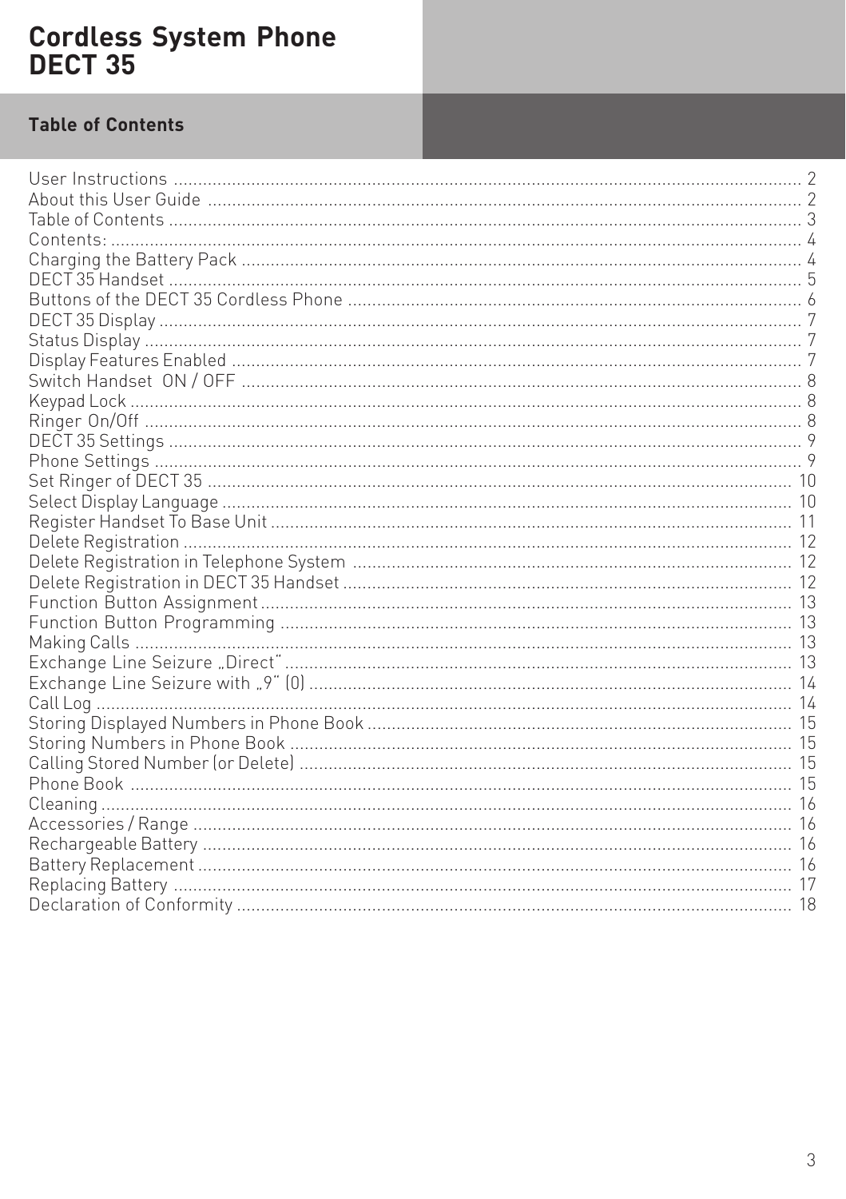# Cordless System Phone DECT 35

## Table of Contents

User Instructions ................................................ 2
About this User Guide ................................................ 2
Table of Contents ................................................ 3
Contents: ................................................ 4
Charging the Battery Pack ................................................ 4
DECT 35 Handset ................................................ 5
Buttons of the DECT 35 Cordless Phone ................................................ 6
DECT 35 Display ................................................ 7
Status Display ................................................ 7
Display Features Enabled ................................................ 7
Switch Handset ON / OFF ................................................ 8
Keypad Lock ................................................ 8
Ringer On/Off ................................................ 8
DECT 35 Settings ................................................ 9
Phone Settings ................................................ 9
Set Ringer of DECT 35 ................................................ 10
Select Display Language ................................................ 10
Register Handset To Base Unit ................................................ 11
Delete Registration ................................................ 12
Delete Registration in Telephone System ................................................ 12
Delete Registration in DECT 35 Handset ................................................ 12
Function Button Assignment ................................................ 13
Function Button Programming ................................................ 13
Making Calls ................................................ 13
Exchange Line Seizure „Direct" ................................................ 13
Exchange Line Seizure with „9" (0) ................................................ 14
Call Log ................................................ 14
Storing Displayed Numbers in Phone Book ................................................ 15
Storing Numbers in Phone Book ................................................ 15
Calling Stored Number (or Delete) ................................................ 15
Phone Book ................................................ 15
Cleaning ................................................ 16
Accessories / Range ................................................ 16
Rechargeable Battery ................................................ 16
Battery Replacement ................................................ 16
Replacing Battery ................................................ 17
Declaration of Conformity ................................................ 18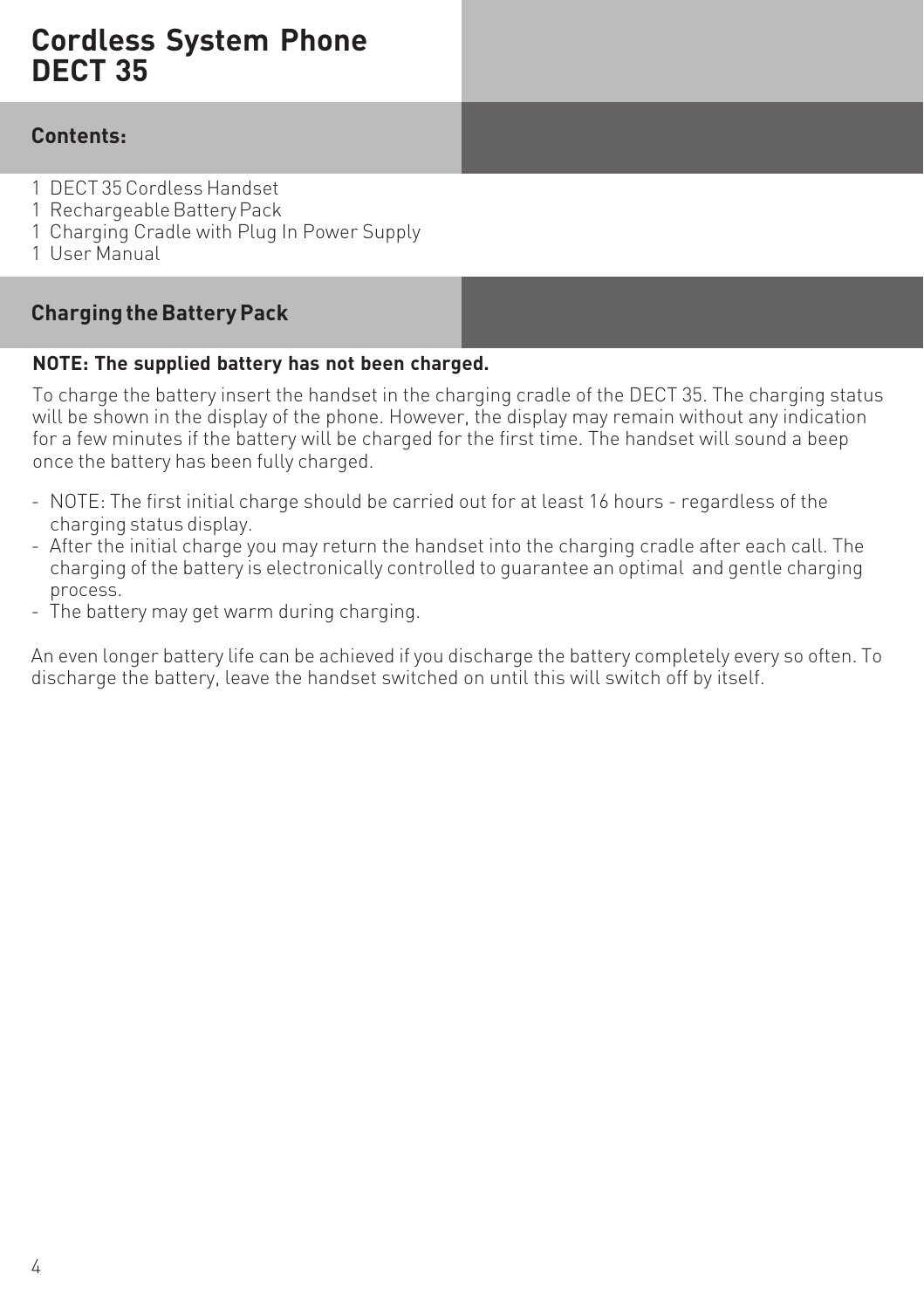# Cordless System Phone DECT 35

## Contents:

1 DECT 35 Cordless Handset
1 Rechargeable Battery Pack
1 Charging Cradle with Plug In Power Supply
1 User Manual

## Charging the Battery Pack

**NOTE: The supplied battery has not been charged.**

To charge the battery insert the handset in the charging cradle of the DECT 35. The charging status will be shown in the display of the phone. However, the display may remain without any indication for a few minutes if the battery will be charged for the first time. The handset will sound a beep once the battery has been fully charged.

- NOTE: The first initial charge should be carried out for at least 16 hours - regardless of the charging status display.
- After the initial charge you may return the handset into the charging cradle after each call. The charging of the battery is electronically controlled to guarantee an optimal and gentle charging process.
- The battery may get warm during charging.

An even longer battery life can be achieved if you discharge the battery completely every so often. To discharge the battery, leave the handset switched on until this will switch off by itself.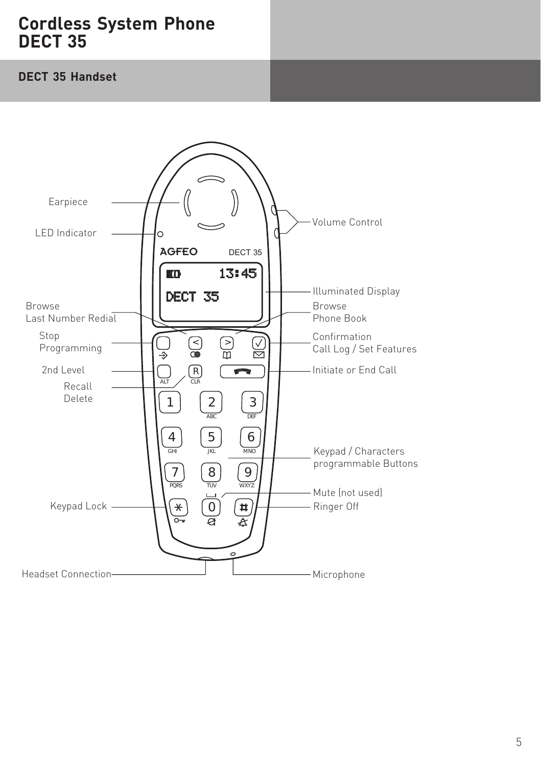# Cordless System Phone DECT 35

## DECT 35 Handset

Earpiece

LED Indicator

Browse
Last Number Redial

Stop
Programming

2nd Level

Recall
Delete

Keypad Lock

Headset Connection

Volume Control

Illuminated Display

Browse
Phone Book

Confirmation
Call Log / Set Features

Initiate or End Call

Keypad / Characters
programmable Buttons

Mute (not used)

Ringer Off

Microphone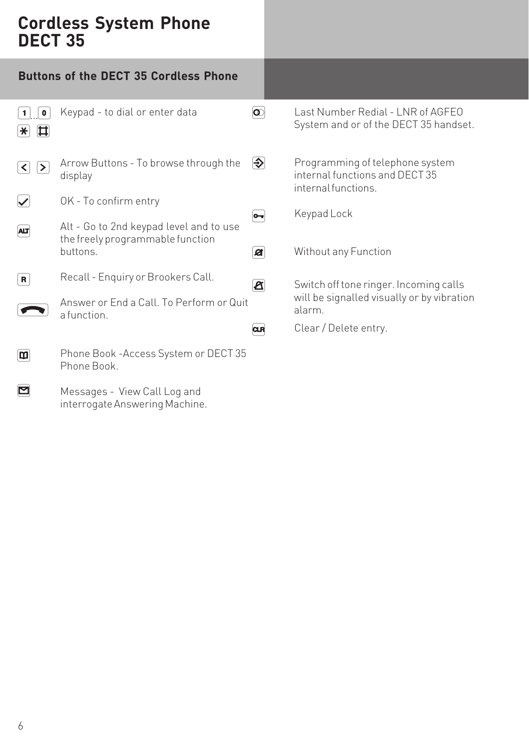# Cordless System Phone DECT 35

## Buttons of the DECT 35 Cordless Phone

1 ... 0, * # Keypad - to dial or enter data

< > Arrow Buttons - To browse through the display

OK - To confirm entry

ALT Alt - Go to 2nd keypad level and to use the freely programmable function buttons.

R Recall - Enquiry or Brookers Call.

Answer or End a Call. To Perform or Quit a function.

Phone Book -Access System or DECT 35 Phone Book.

Messages - View Call Log and interrogate Answering Machine.

Last Number Redial - LNR of AGFEO System and or of the DECT 35 handset.

Programming of telephone system internal functions and DECT 35 internal functions.

Keypad Lock

Without any Function

Switch off tone ringer. Incoming calls will be signalled visually or by vibration alarm.

CLR Clear / Delete entry.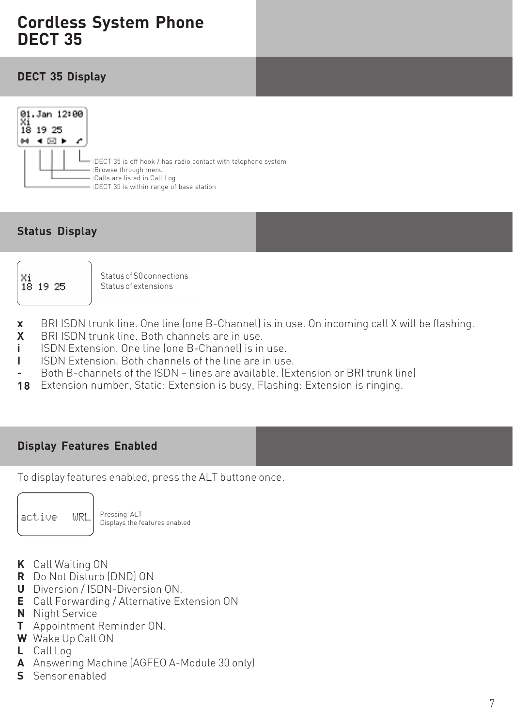# Cordless System Phone DECT 35

## DECT 35 Display

```
01.Jan 12:00
Xi
18 19 25
```

- DECT 35 is off hook / has radio contact with telephone system
- Browse through menu
- Calls are listed in Call Log
- DECT 35 is within range of base station

## Status Display

```
Xi
18 19 25
```

Status of S0 connections
Status of extensions

- **x** BRI ISDN trunk line. One line (one B-Channel) is in use. On incoming call X will be flashing.
- **X** BRI ISDN trunk line. Both channels are in use.
- **i** ISDN Extension. One line (one B-Channel) is in use.
- **I** ISDN Extension. Both channels of the line are in use.
- **-** Both B-channels of the ISDN – lines are available. (Extension or BRI trunk line)
- **18** Extension number, Static: Extension is busy, Flashing: Extension is ringing.

## Display Features Enabled

To display features enabled, press the ALT buttone once.

```
active   WRL
```

Pressing ALT
Displays the features enabled

- **K** Call Waiting ON
- **R** Do Not Disturb (DND) ON
- **U** Diversion / ISDN-Diversion ON.
- **E** Call Forwarding / Alternative Extension ON
- **N** Night Service
- **T** Appointment Reminder ON.
- **W** Wake Up Call ON
- **L** Call Log
- **A** Answering Machine (AGFEO A-Module 30 only)
- **S** Sensor enabled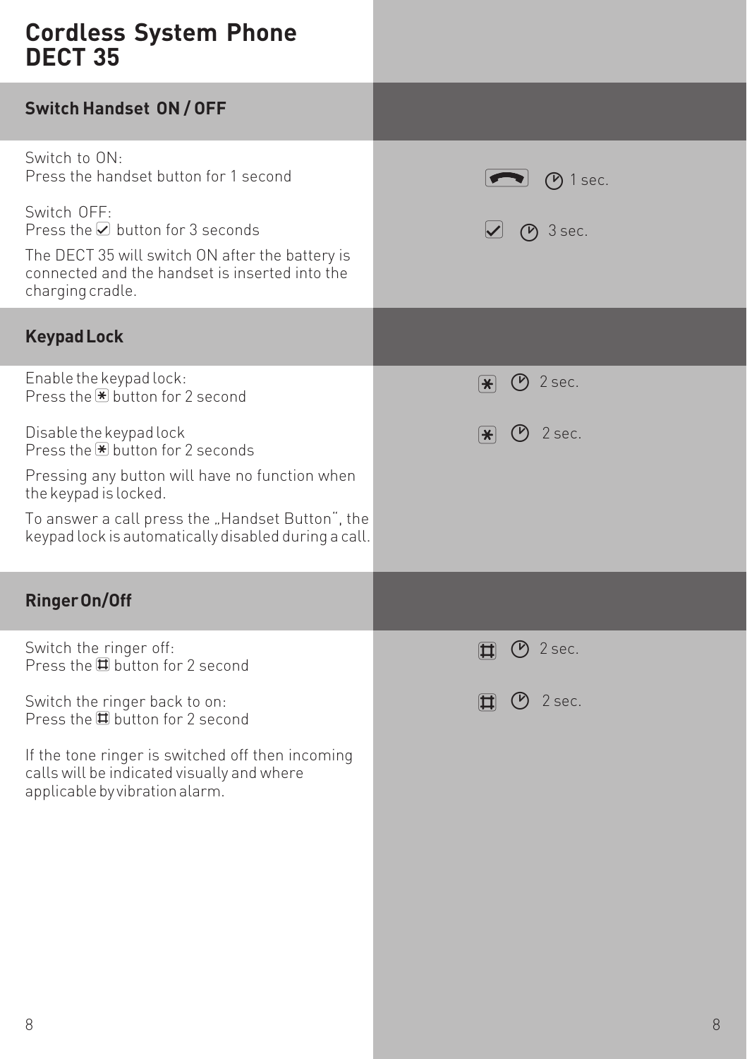# Cordless System Phone DECT 35

## Switch Handset ON / OFF

Switch to ON:
Press the handset button for 1 second

Switch OFF:
Press the ☑ button for 3 seconds

The DECT 35 will switch ON after the battery is connected and the handset is inserted into the charging cradle.

1 sec.

3 sec.

## Keypad Lock

Enable the keypad lock:
Press the * button for 2 second

Disable the keypad lock
Press the * button for 2 seconds

Pressing any button will have no function when the keypad is locked.

To answer a call press the „Handset Button", the keypad lock is automatically disabled during a call.

* 2 sec.

* 2 sec.

## Ringer On/Off

Switch the ringer off:
Press the # button for 2 second

Switch the ringer back to on:
Press the # button for 2 second

If the tone ringer is switched off then incoming calls will be indicated visually and where applicable by vibration alarm.

# 2 sec.

# 2 sec.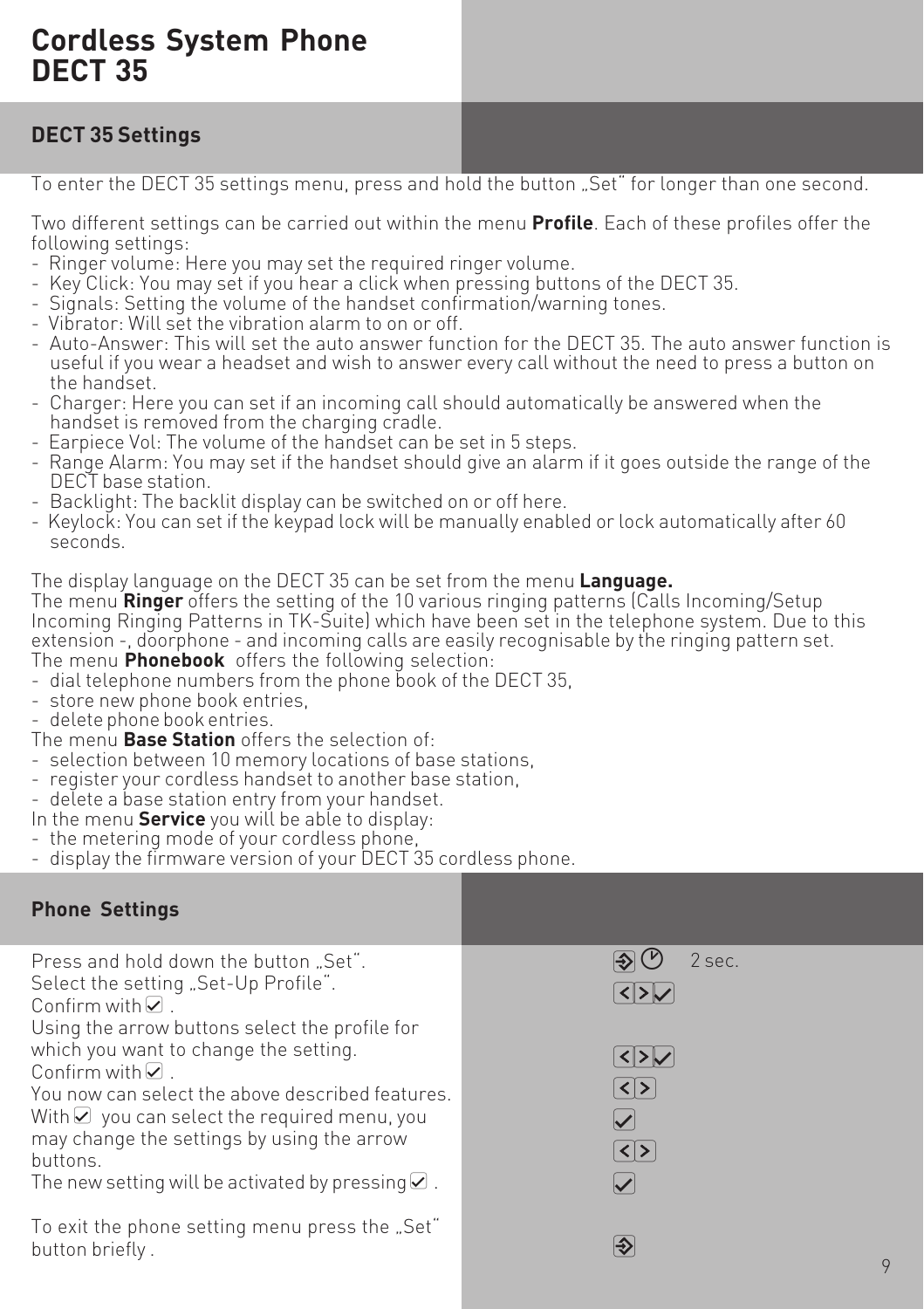# Cordless System Phone DECT 35

## DECT 35 Settings

To enter the DECT 35 settings menu, press and hold the button „Set" for longer than one second.

Two different settings can be carried out within the menu **Profile**. Each of these profiles offer the following settings:

- Ringer volume: Here you may set the required ringer volume.
- Key Click: You may set if you hear a click when pressing buttons of the DECT 35.
- Signals: Setting the volume of the handset confirmation/warning tones.
- Vibrator: Will set the vibration alarm to on or off.
- Auto-Answer: This will set the auto answer function for the DECT 35. The auto answer function is useful if you wear a headset and wish to answer every call without the need to press a button on the handset.
- Charger: Here you can set if an incoming call should automatically be answered when the handset is removed from the charging cradle.
- Earpiece Vol: The volume of the handset can be set in 5 steps.
- Range Alarm: You may set if the handset should give an alarm if it goes outside the range of the DECT base station.
- Backlight: The backlit display can be switched on or off here.
- Keylock: You can set if the keypad lock will be manually enabled or lock automatically after 60 seconds.

The display language on the DECT 35 can be set from the menu **Language.**
The menu **Ringer** offers the setting of the 10 various ringing patterns (Calls Incoming/Setup Incoming Ringing Patterns in TK-Suite) which have been set in the telephone system. Due to this extension -, doorphone - and incoming calls are easily recognisable by the ringing pattern set.
The menu **Phonebook** offers the following selection:

- dial telephone numbers from the phone book of the DECT 35,
- store new phone book entries,
- delete phone book entries.

The menu **Base Station** offers the selection of:

- selection between 10 memory locations of base stations,
- register your cordless handset to another base station,
- delete a base station entry from your handset.

In the menu **Service** you will be able to display:

- the metering mode of your cordless phone,
- display the firmware version of your DECT 35 cordless phone.

## Phone Settings

Press and hold down the button „Set". — [Set] 2 sec.

Select the setting „Set-Up Profile". — [<] [>] [✓]

Confirm with [✓].

Using the arrow buttons select the profile for which you want to change the setting. — [<] [>] [✓]

Confirm with [✓].

You now can select the above described features. — [<] [>]

With [✓] you can select the required menu, you may change the settings by using the arrow buttons. — [✓] [<] [>]

The new setting will be activated by pressing [✓]. — [✓]

To exit the phone setting menu press the „Set" button briefly. — [Set]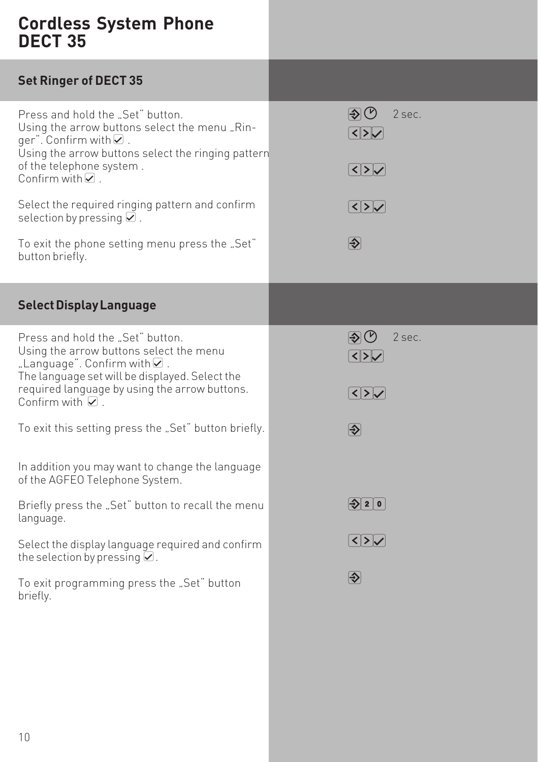# Cordless System Phone DECT 35

## Set Ringer of DECT 35

Press and hold the „Set“ button. — 2 sec.

Using the arrow buttons select the menu „Ringer“. Confirm with ☑ .

Using the arrow buttons select the ringing pattern of the telephone system .
Confirm with ☑ .

Select the required ringing pattern and confirm selection by pressing ☑ .

To exit the phone setting menu press the „Set“ button briefly.

## Select Display Language

Press and hold the „Set“ button. — 2 sec.

Using the arrow buttons select the menu „Language“. Confirm with ☑ .

The language set will be displayed. Select the required language by using the arrow buttons. Confirm with ☑ .

To exit this setting press the „Set“ button briefly.

In addition you may want to change the language of the AGFEO Telephone System.

Briefly press the „Set“ button to recall the menu language. — 2 0

Select the display language required and confirm the selection by pressing ☑.

To exit programming press the „Set“ button briefly.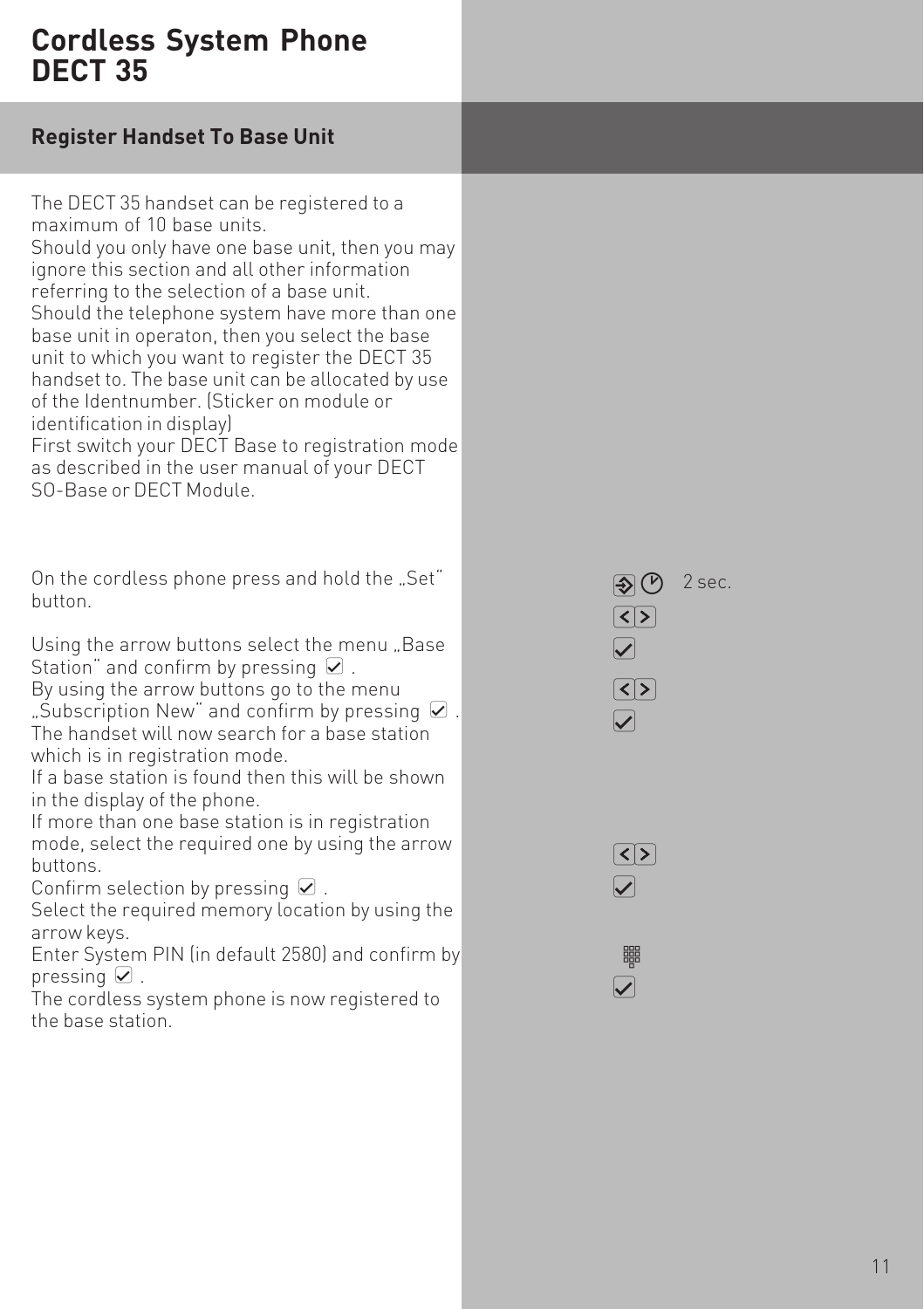# Cordless System Phone DECT 35

## Register Handset To Base Unit

The DECT 35 handset can be registered to a maximum of 10 base units.
Should you only have one base unit, then you may ignore this section and all other information referring to the selection of a base unit.
Should the telephone system have more than one base unit in operaton, then you select the base unit to which you want to register the DECT 35 handset to. The base unit can be allocated by use of the Identnumber. (Sticker on module or identification in display)
First switch your DECT Base to registration mode as described in the user manual of your DECT SO-Base or DECT Module.

On the cordless phone press and hold the „Set" button. — 2 sec.

Using the arrow buttons select the menu „Base Station" and confirm by pressing ☑ .
By using the arrow buttons go to the menu „Subscription New" and confirm by pressing ☑ .
The handset will now search for a base station which is in registration mode.
If a base station is found then this will be shown in the display of the phone.
If more than one base station is in registration mode, select the required one by using the arrow buttons.
Confirm selection by pressing ☑ .
Select the required memory location by using the arrow keys.
Enter System PIN (in default 2580) and confirm by pressing ☑ .
The cordless system phone is now registered to the base station.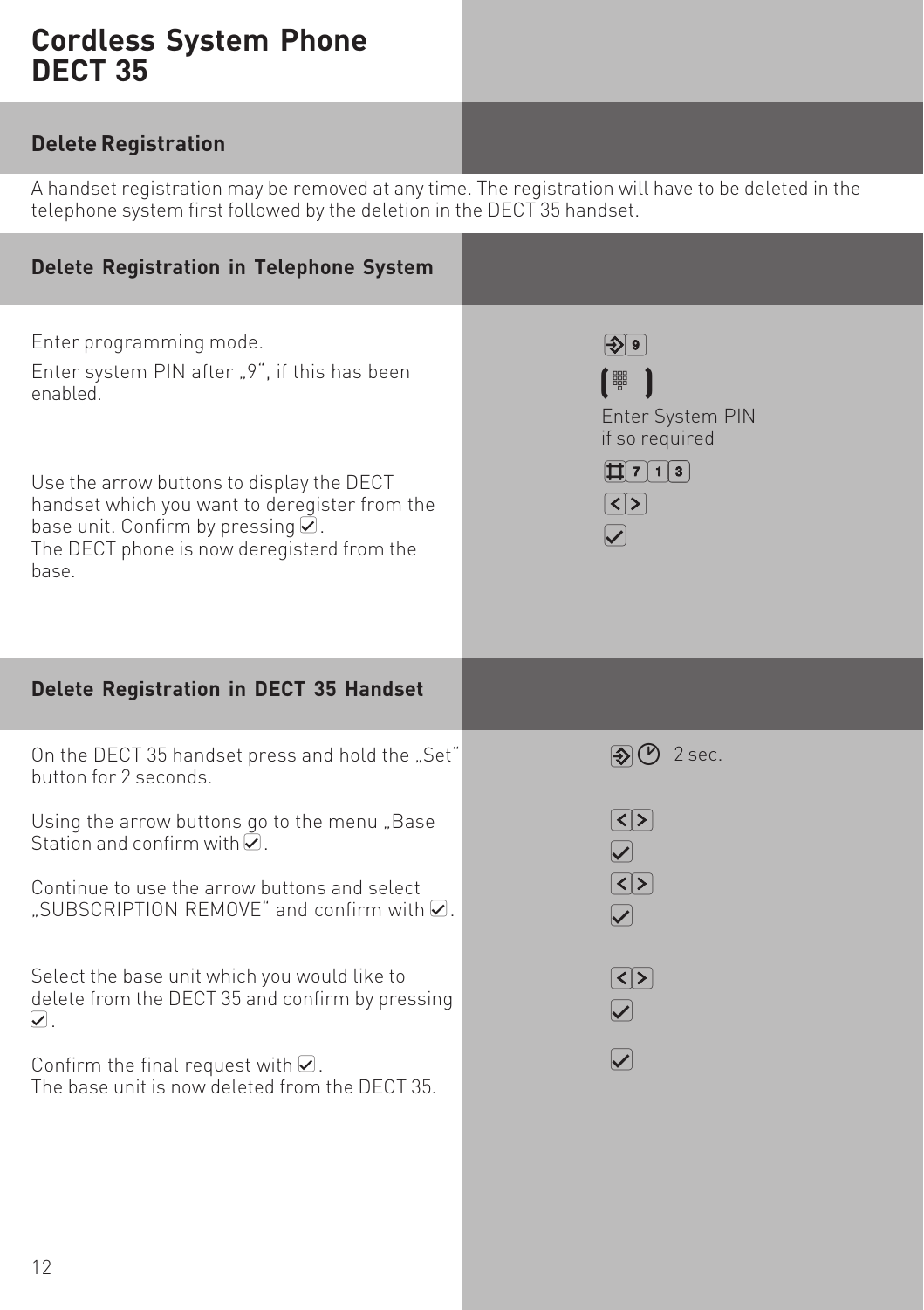# Cordless System Phone DECT 35

## Delete Registration

A handset registration may be removed at any time. The registration will have to be deleted in the telephone system first followed by the deletion in the DECT 35 handset.

## Delete Registration in Telephone System

Enter programming mode.

Enter system PIN after „9", if this has been enabled.

Enter System PIN if so required

#713

Use the arrow buttons to display the DECT handset which you want to deregister from the base unit. Confirm by pressing ☑.
The DECT phone is now deregisterd from the base.

## Delete Registration in DECT 35 Handset

On the DECT 35 handset press and hold the „Set" button for 2 seconds.

2 sec.

Using the arrow buttons go to the menu „Base Station and confirm with ☑.

Continue to use the arrow buttons and select „SUBSCRIPTION REMOVE" and confirm with ☑.

Select the base unit which you would like to delete from the DECT 35 and confirm by pressing ☑.

Confirm the final request with ☑.
The base unit is now deleted from the DECT 35.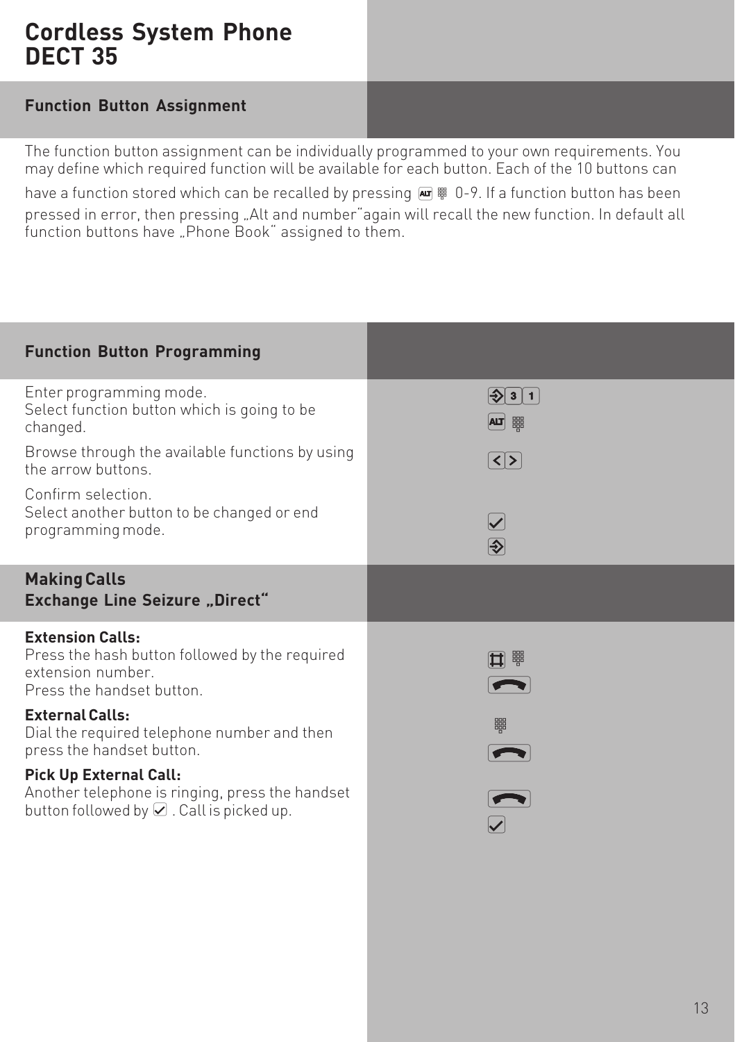# Cordless System Phone DECT 35

## Function Button Assignment

The function button assignment can be individually programmed to your own requirements. You may define which required function will be available for each button. Each of the 10 buttons can have a function stored which can be recalled by pressing ALT 0-9. If a function button has been pressed in error, then pressing „Alt and number“again will recall the new function. In default all function buttons have „Phone Book“ assigned to them.

## Function Button Programming

Enter programming mode.
Select function button which is going to be changed.

Browse through the available functions by using the arrow buttons.

Confirm selection.
Select another button to be changed or end programming mode.

## Making Calls
### Exchange Line Seizure „Direct“

**Extension Calls:**
Press the hash button followed by the required extension number.
Press the handset button.

**External Calls:**
Dial the required telephone number and then press the handset button.

**Pick Up External Call:**
Another telephone is ringing, press the handset button followed by ☑ . Call is picked up.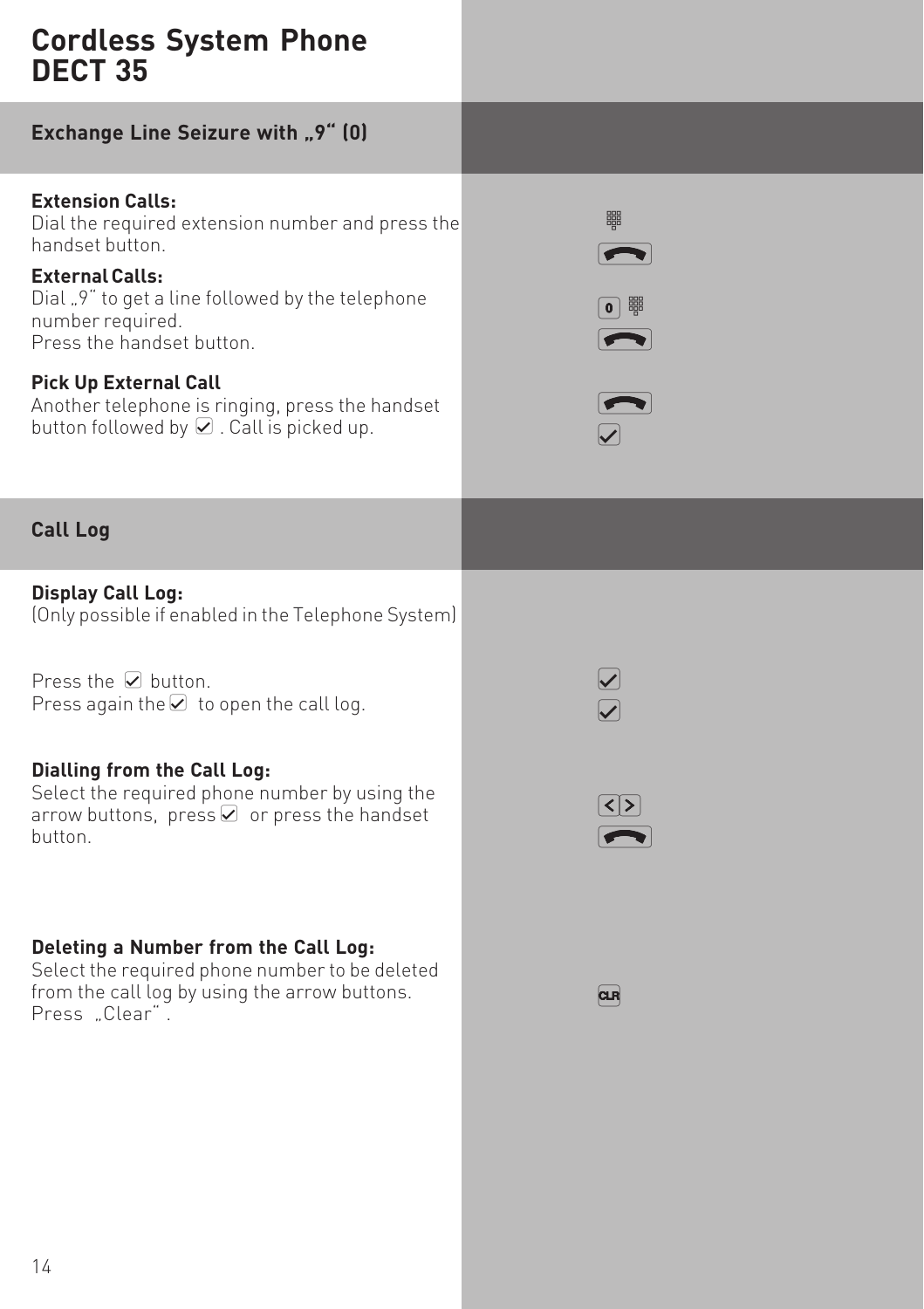# Cordless System Phone DECT 35

## Exchange Line Seizure with „9“ (0)

**Extension Calls:**
Dial the required extension number and press the handset button.

**External Calls:**
Dial „9“ to get a line followed by the telephone number required.
Press the handset button.

**Pick Up External Call**
Another telephone is ringing, press the handset button followed by ☑ . Call is picked up.

## Call Log

**Display Call Log:**
(Only possible if enabled in the Telephone System)

Press the ☑ button.
Press again the ☑ to open the call log.

**Dialling from the Call Log:**
Select the required phone number by using the arrow buttons, press ☑ or press the handset button.

**Deleting a Number from the Call Log:**
Select the required phone number to be deleted from the call log by using the arrow buttons.
Press „Clear“ .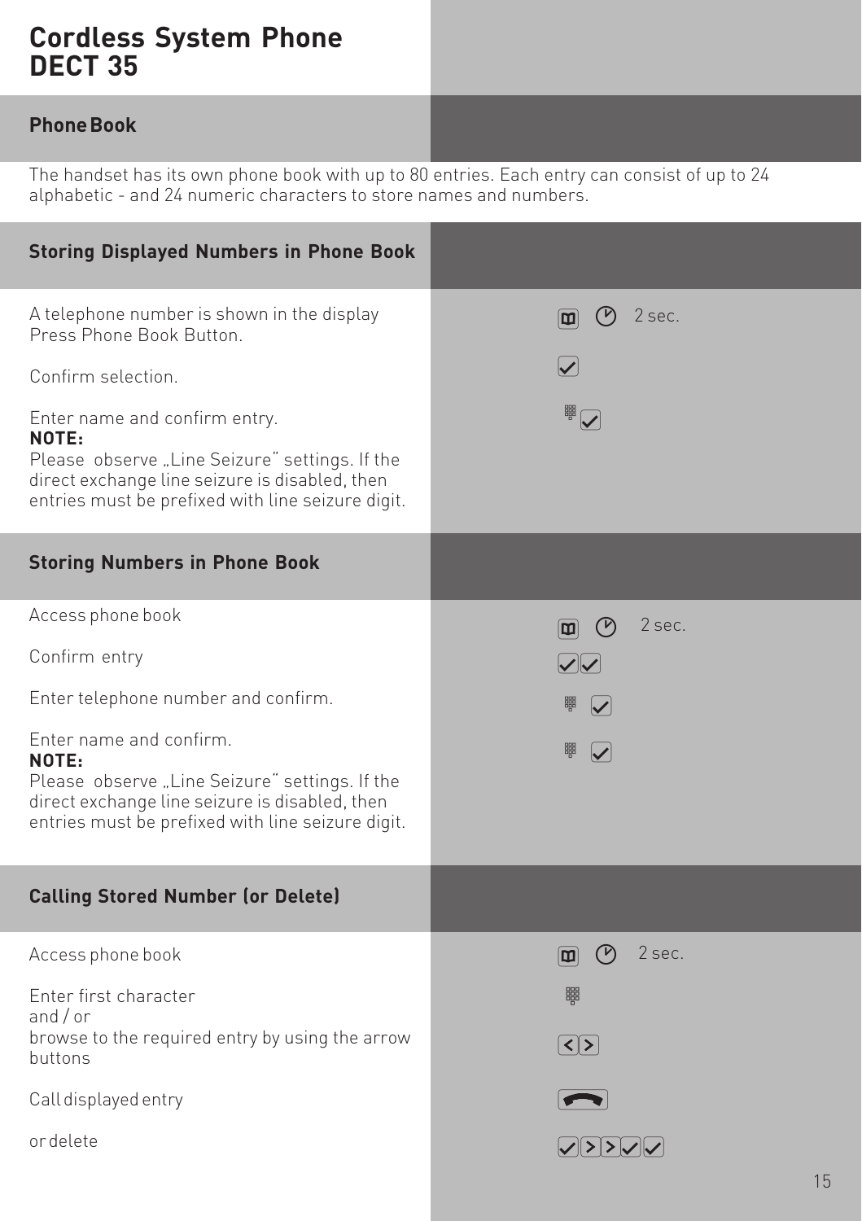# Cordless System Phone DECT 35

## Phone Book

The handset has its own phone book with up to 80 entries. Each entry can consist of up to 24 alphabetic - and 24 numeric characters to store names and numbers.

## Storing Displayed Numbers in Phone Book

A telephone number is shown in the display
Press Phone Book Button. — 2 sec.

Confirm selection.

Enter name and confirm entry.

**NOTE:**
Please observe „Line Seizure“ settings. If the direct exchange line seizure is disabled, then entries must be prefixed with line seizure digit.

## Storing Numbers in Phone Book

Access phone book — 2 sec.

Confirm entry

Enter telephone number and confirm.

Enter name and confirm.

**NOTE:**
Please observe „Line Seizure“ settings. If the direct exchange line seizure is disabled, then entries must be prefixed with line seizure digit.

## Calling Stored Number (or Delete)

Access phone book — 2 sec.

Enter first character
and / or
browse to the required entry by using the arrow buttons

Call displayed entry

or delete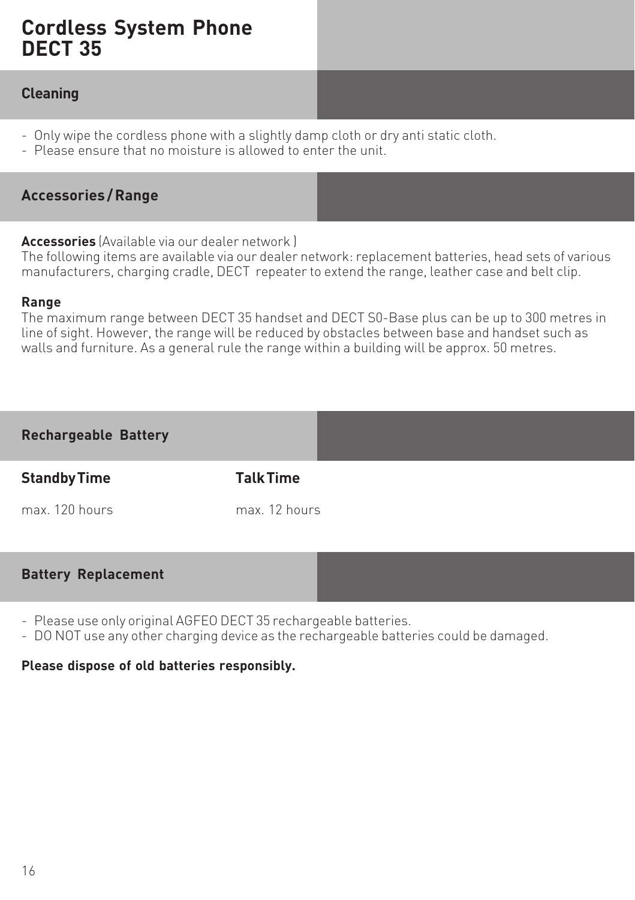# Cordless System Phone DECT 35

## Cleaning

- Only wipe the cordless phone with a slightly damp cloth or dry anti static cloth.
- Please ensure that no moisture is allowed to enter the unit.

## Accessories / Range

**Accessories** (Available via our dealer network )
The following items are available via our dealer network: replacement batteries, head sets of various manufacturers, charging cradle, DECT repeater to extend the range, leather case and belt clip.

**Range**
The maximum range between DECT 35 handset and DECT S0-Base plus can be up to 300 metres in line of sight. However, the range will be reduced by obstacles between base and handset such as walls and furniture. As a general rule the range within a building will be approx. 50 metres.

## Rechargeable Battery

| Standby Time | Talk Time |
|---|---|
| max. 120 hours | max. 12 hours |

## Battery Replacement

- Please use only original AGFEO DECT 35 rechargeable batteries.
- DO NOT use any other charging device as the rechargeable batteries could be damaged.

**Please dispose of old batteries responsibly.**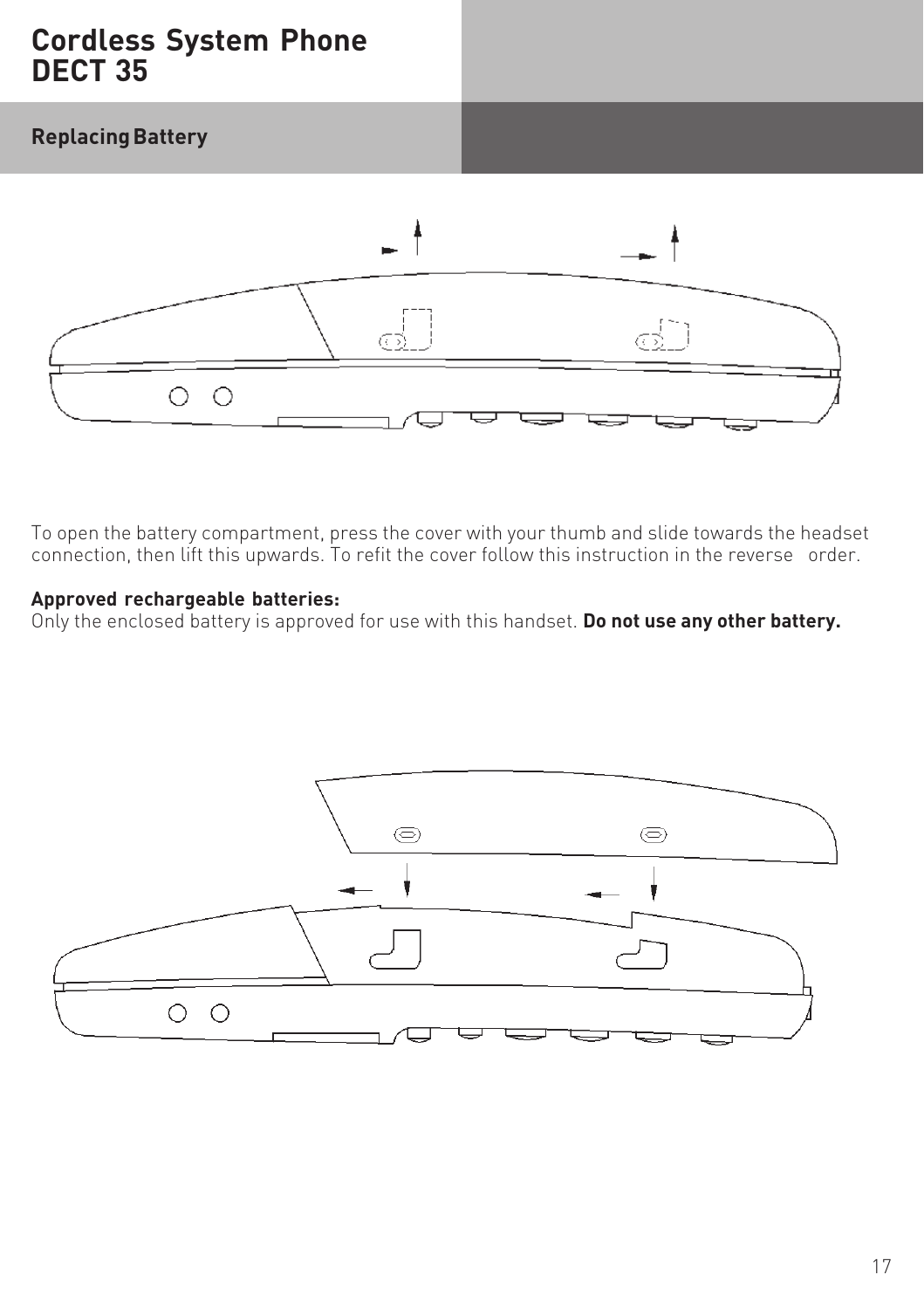# Cordless System Phone DECT 35

## Replacing Battery

To open the battery compartment, press the cover with your thumb and slide towards the headset connection, then lift this upwards. To refit the cover follow this instruction in the reverse order.

**Approved rechargeable batteries:**
Only the enclosed battery is approved for use with this handset. **Do not use any other battery.**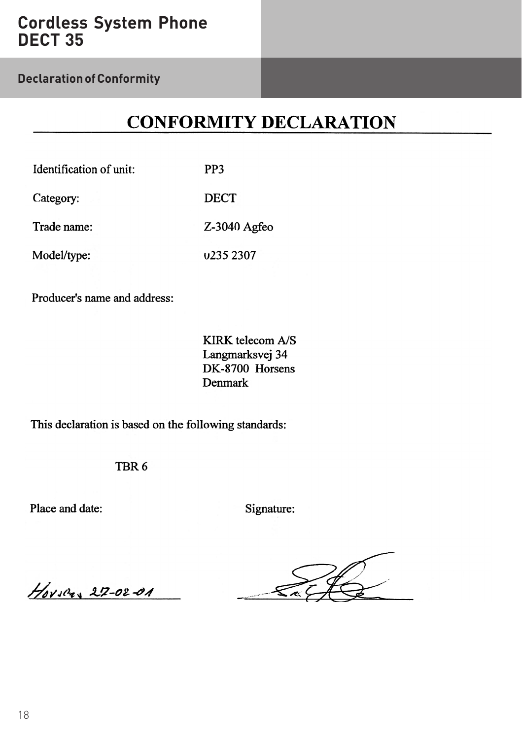# CONFORMITY DECLARATION

Identification of unit: PP3

Category: DECT

Trade name: Z-3040 Agfeo

Model/type: 0235 2307

Producer's name and address:

KIRK telecom A/S
Langmarksvej 34
DK-8700 Horsens
Denmark

This declaration is based on the following standards:

TBR 6

Place and date: Horsens 27-02-01

Signature: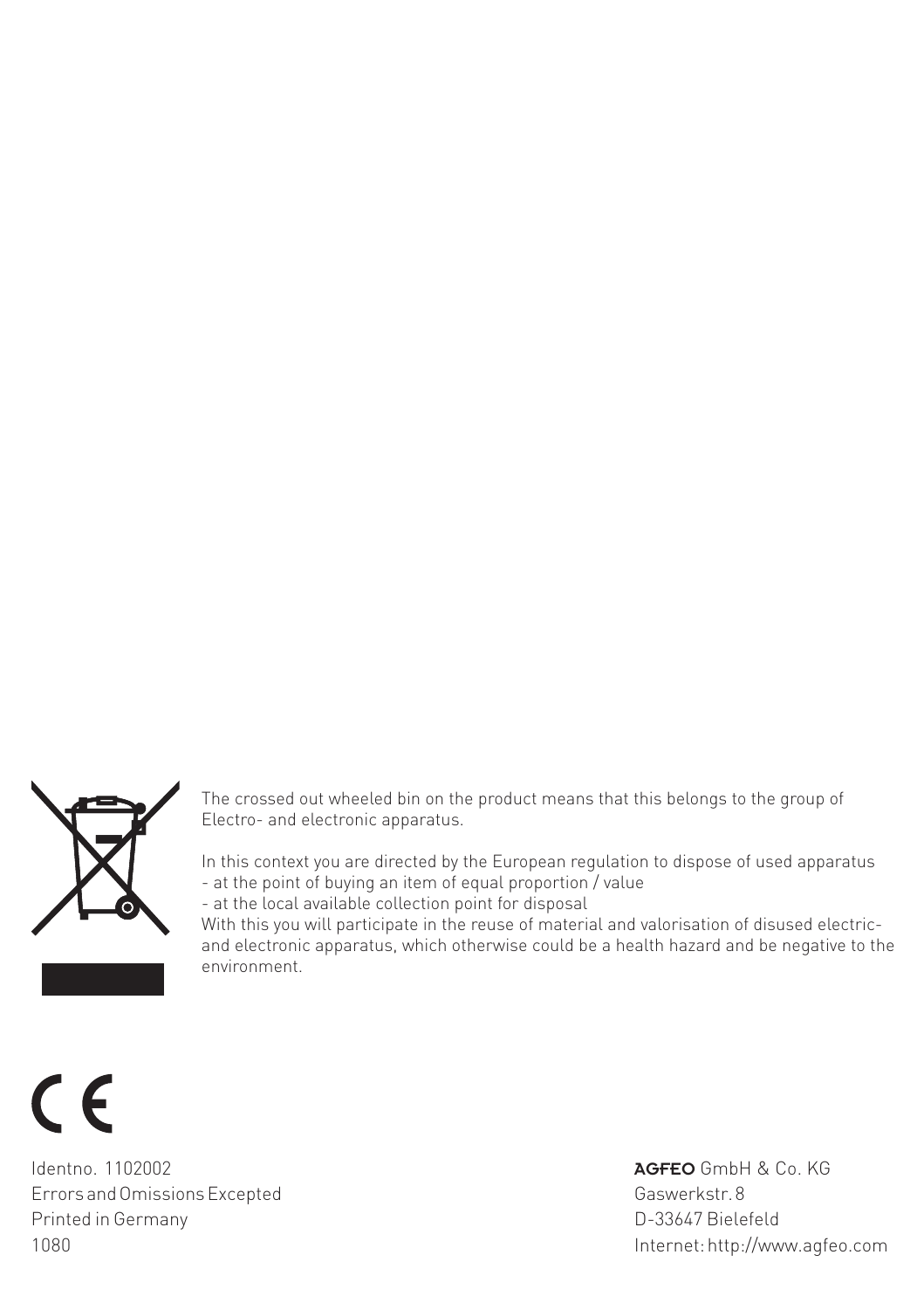The crossed out wheeled bin on the product means that this belongs to the group of Electro- and electronic apparatus.

In this context you are directed by the European regulation to dispose of used apparatus
- at the point of buying an item of equal proportion / value
- at the local available collection point for disposal

With this you will participate in the reuse of material and valorisation of disused electric- and electronic apparatus, which otherwise could be a health hazard and be negative to the environment.

CE

Identno. 1102002
Errors and Omissions Excepted
Printed in Germany
1080

AGFEO GmbH & Co. KG
Gaswerkstr. 8
D-33647 Bielefeld
Internet: http://www.agfeo.com